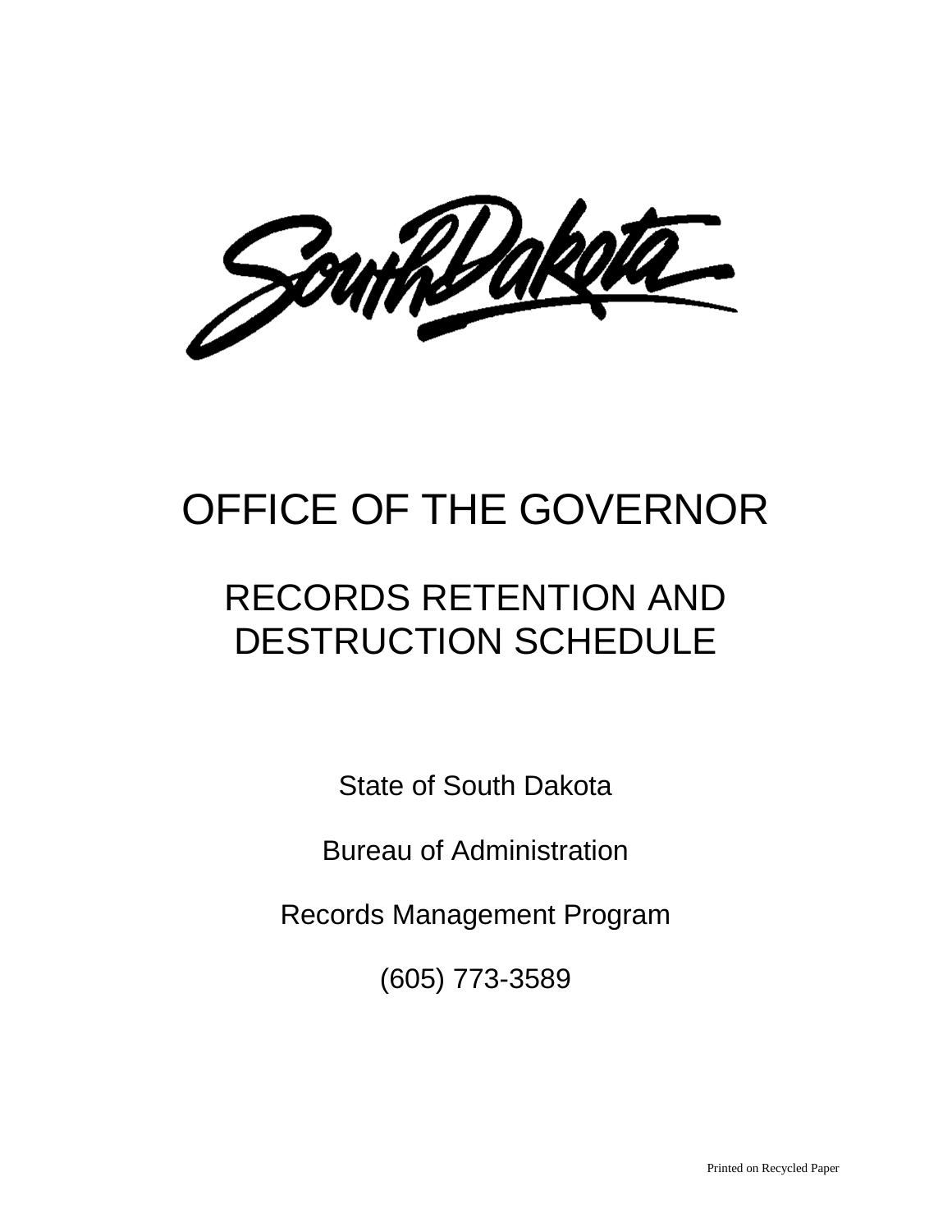# OFFICE OF THE GOVERNOR

## RECORDS RETENTION AND DESTRUCTION SCHEDULE

State of South Dakota

Bureau of Administration

Records Management Program

(605) 773-3589

Printed on Recycled Paper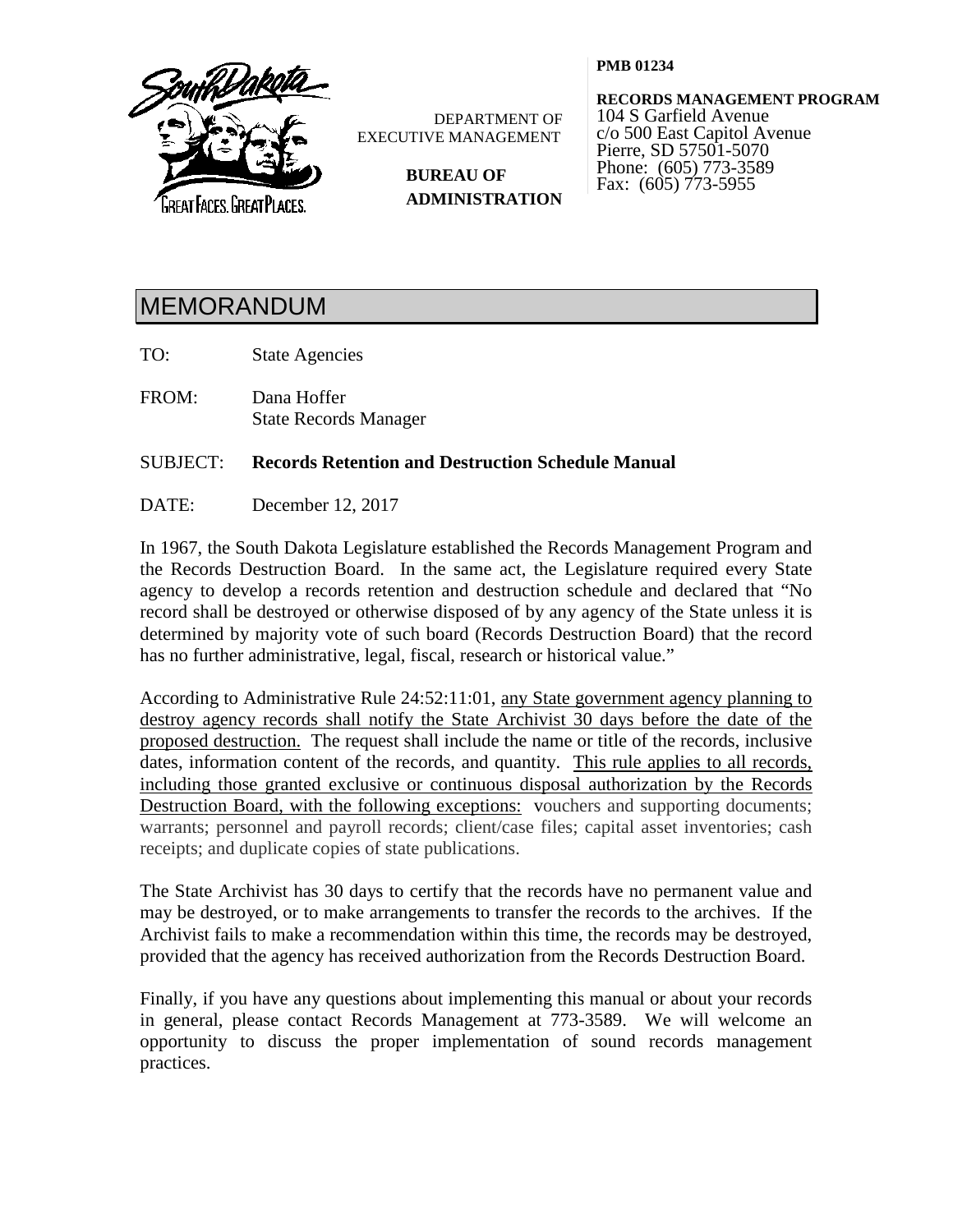DEPARTMENT OF EXECUTIVE MANAGEMENT

**BUREAU OF ADMINISTRATION**

**PMB 01234**

**RECORDS MANAGEMENT PROGRAM**
104 S Garfield Avenue
c/o 500 East Capitol Avenue
Pierre, SD 57501-5070
Phone: (605) 773-3589
Fax: (605) 773-5955

# MEMORANDUM

TO: State Agencies

FROM: Dana Hoffer
State Records Manager

SUBJECT: **Records Retention and Destruction Schedule Manual**

DATE: December 12, 2017

In 1967, the South Dakota Legislature established the Records Management Program and the Records Destruction Board. In the same act, the Legislature required every State agency to develop a records retention and destruction schedule and declared that "No record shall be destroyed or otherwise disposed of by any agency of the State unless it is determined by majority vote of such board (Records Destruction Board) that the record has no further administrative, legal, fiscal, research or historical value."

According to Administrative Rule 24:52:11:01, <u>any State government agency planning to destroy agency records shall notify the State Archivist 30 days before the date of the proposed destruction.</u> The request shall include the name or title of the records, inclusive dates, information content of the records, and quantity. <u>This rule applies to all records, including those granted exclusive or continuous disposal authorization by the Records Destruction Board, with the following exceptions:</u> vouchers and supporting documents; warrants; personnel and payroll records; client/case files; capital asset inventories; cash receipts; and duplicate copies of state publications.

The State Archivist has 30 days to certify that the records have no permanent value and may be destroyed, or to make arrangements to transfer the records to the archives. If the Archivist fails to make a recommendation within this time, the records may be destroyed, provided that the agency has received authorization from the Records Destruction Board.

Finally, if you have any questions about implementing this manual or about your records in general, please contact Records Management at 773-3589. We will welcome an opportunity to discuss the proper implementation of sound records management practices.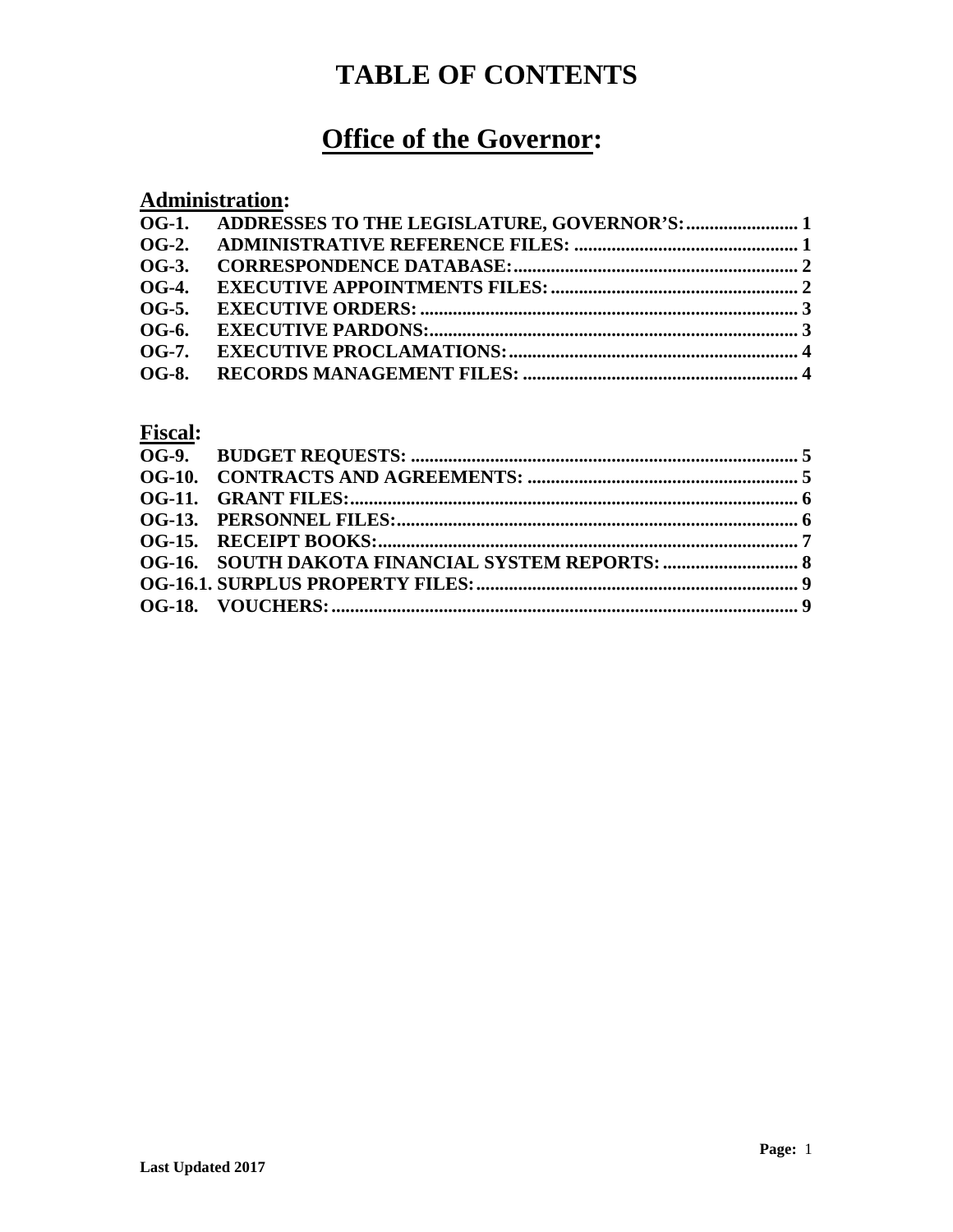# TABLE OF CONTENTS

## Office of the Governor:

### Administration:

| | | |
|---|---|---|
| **OG-1.** | **ADDRESSES TO THE LEGISLATURE, GOVERNOR'S:** | **1** |
| **OG-2.** | **ADMINISTRATIVE REFERENCE FILES:** | **1** |
| **OG-3.** | **CORRESPONDENCE DATABASE:** | **2** |
| **OG-4.** | **EXECUTIVE APPOINTMENTS FILES:** | **2** |
| **OG-5.** | **EXECUTIVE ORDERS:** | **3** |
| **OG-6.** | **EXECUTIVE PARDONS:** | **3** |
| **OG-7.** | **EXECUTIVE PROCLAMATIONS:** | **4** |
| **OG-8.** | **RECORDS MANAGEMENT FILES:** | **4** |

### Fiscal:

| | | |
|---|---|---|
| **OG-9.** | **BUDGET REQUESTS:** | **5** |
| **OG-10.** | **CONTRACTS AND AGREEMENTS:** | **5** |
| **OG-11.** | **GRANT FILES:** | **6** |
| **OG-13.** | **PERSONNEL FILES:** | **6** |
| **OG-15.** | **RECEIPT BOOKS:** | **7** |
| **OG-16.** | **SOUTH DAKOTA FINANCIAL SYSTEM REPORTS:** | **8** |
| **OG-16.1.** | **SURPLUS PROPERTY FILES:** | **9** |
| **OG-18.** | **VOUCHERS:** | **9** |

**Last Updated 2017**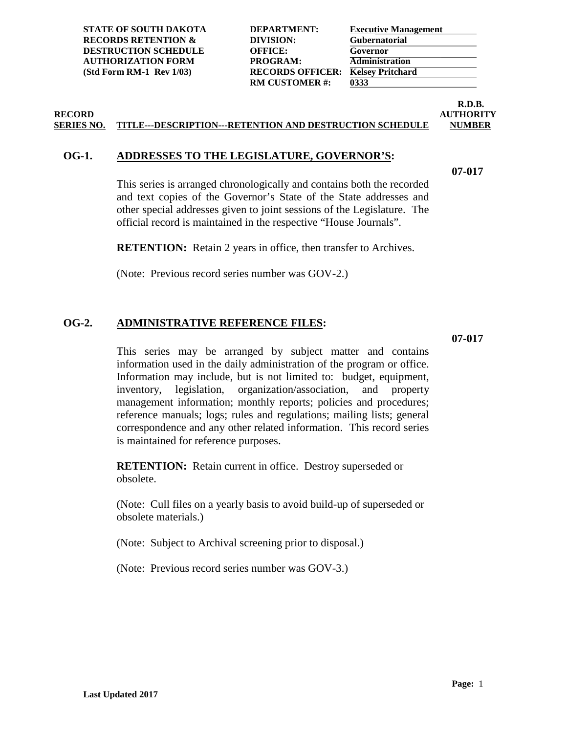| STATE OF SOUTH DAKOTA RECORDS RETENTION & DESTRUCTION SCHEDULE AUTHORIZATION FORM (Std Form RM-1 Rev 1/03) | | |
|---|---|---|
| | DEPARTMENT: | Executive Management |
| | DIVISION: | Gubernatorial |
| | OFFICE: | Governor |
| | PROGRAM: | Administration |
| | RECORDS OFFICER: | Kelsey Pritchard |
| | RM CUSTOMER #: | 0333 |

| RECORD SERIES NO. | TITLE---DESCRIPTION---RETENTION AND DESTRUCTION SCHEDULE | R.D.B. AUTHORITY NUMBER |
|---|---|---|

## OG-1. ADDRESSES TO THE LEGISLATURE, GOVERNOR'S:

**07-017**

This series is arranged chronologically and contains both the recorded and text copies of the Governor's State of the State addresses and other special addresses given to joint sessions of the Legislature. The official record is maintained in the respective "House Journals".

**RETENTION:** Retain 2 years in office, then transfer to Archives.

(Note: Previous record series number was GOV-2.)

## OG-2. ADMINISTRATIVE REFERENCE FILES:

**07-017**

This series may be arranged by subject matter and contains information used in the daily administration of the program or office. Information may include, but is not limited to: budget, equipment, inventory, legislation, organization/association, and property management information; monthly reports; policies and procedures; reference manuals; logs; rules and regulations; mailing lists; general correspondence and any other related information. This record series is maintained for reference purposes.

**RETENTION:** Retain current in office. Destroy superseded or obsolete.

(Note: Cull files on a yearly basis to avoid build-up of superseded or obsolete materials.)

(Note: Subject to Archival screening prior to disposal.)

(Note: Previous record series number was GOV-3.)

**Last Updated 2017**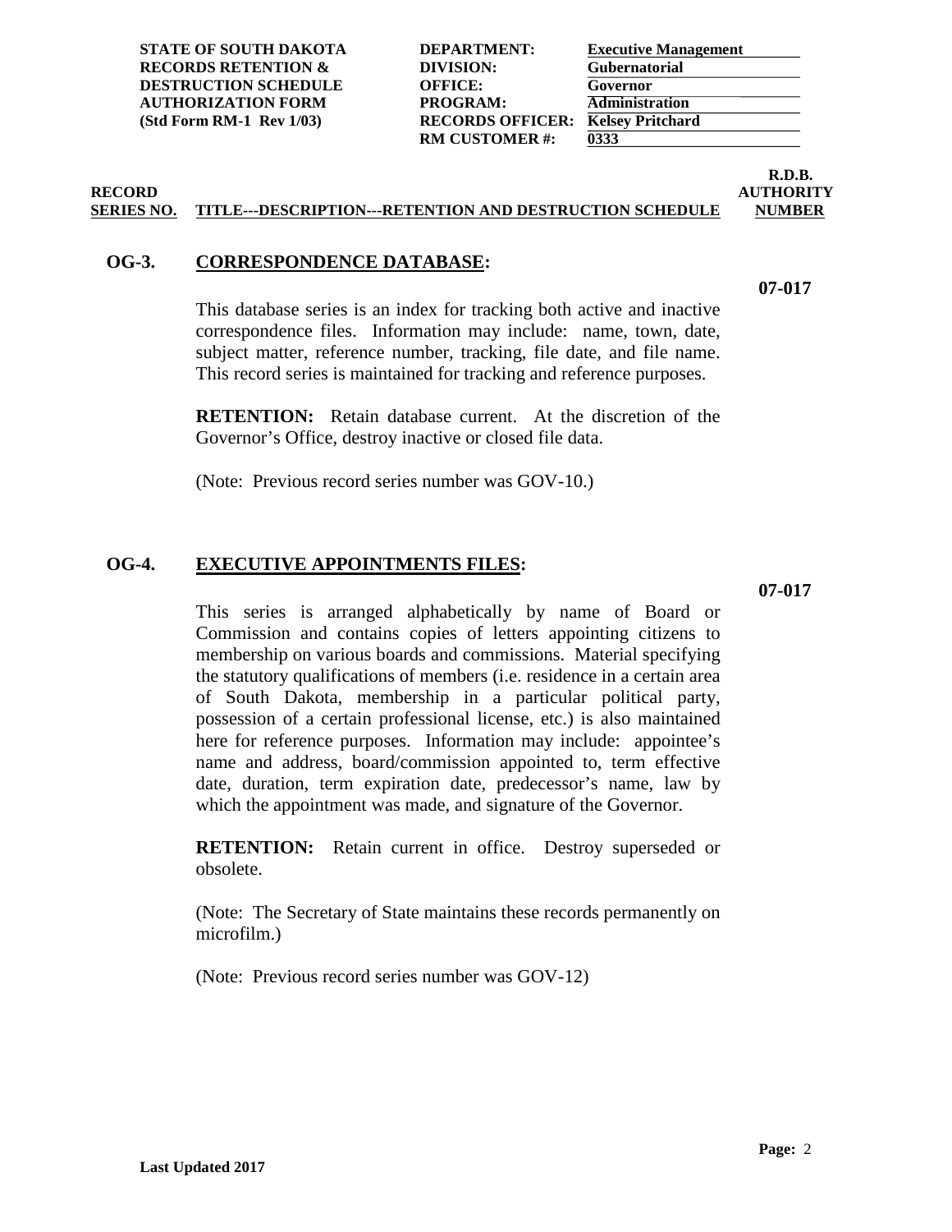| STATE OF SOUTH DAKOTA RECORDS RETENTION & DESTRUCTION SCHEDULE AUTHORIZATION FORM (Std Form RM-1 Rev 1/03) | | |
|---|---|---|
| | DEPARTMENT: | Executive Management |
| | DIVISION: | Gubernatorial |
| | OFFICE: | Governor |
| | PROGRAM: | Administration |
| | RECORDS OFFICER: | Kelsey Pritchard |
| | RM CUSTOMER #: | 0333 |

| RECORD SERIES NO. | TITLE---DESCRIPTION---RETENTION AND DESTRUCTION SCHEDULE | R.D.B. AUTHORITY NUMBER |
|---|---|---|

## OG-3. CORRESPONDENCE DATABASE:

**07-017**

This database series is an index for tracking both active and inactive correspondence files. Information may include: name, town, date, subject matter, reference number, tracking, file date, and file name. This record series is maintained for tracking and reference purposes.

**RETENTION:** Retain database current. At the discretion of the Governor's Office, destroy inactive or closed file data.

(Note: Previous record series number was GOV-10.)

## OG-4. EXECUTIVE APPOINTMENTS FILES:

**07-017**

This series is arranged alphabetically by name of Board or Commission and contains copies of letters appointing citizens to membership on various boards and commissions. Material specifying the statutory qualifications of members (i.e. residence in a certain area of South Dakota, membership in a particular political party, possession of a certain professional license, etc.) is also maintained here for reference purposes. Information may include: appointee's name and address, board/commission appointed to, term effective date, duration, term expiration date, predecessor's name, law by which the appointment was made, and signature of the Governor.

**RETENTION:** Retain current in office. Destroy superseded or obsolete.

(Note: The Secretary of State maintains these records permanently on microfilm.)

(Note: Previous record series number was GOV-12)

**Last Updated 2017**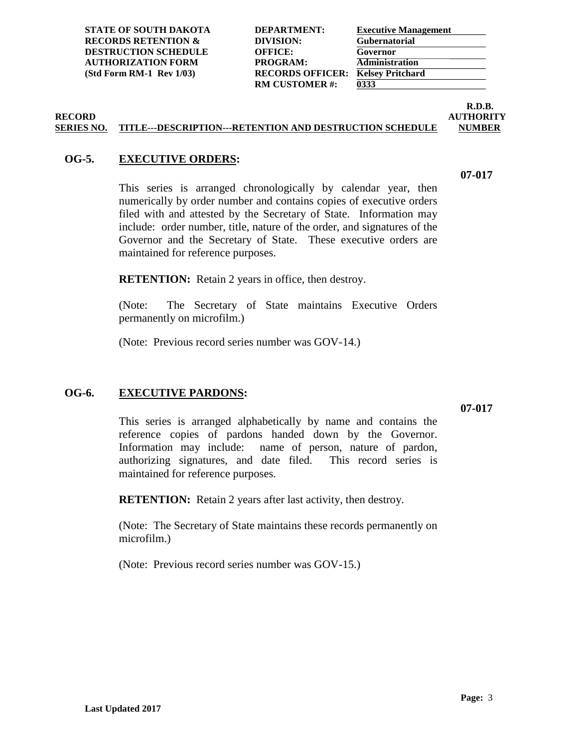| | | |
|---|---|---|
| **STATE OF SOUTH DAKOTA RECORDS RETENTION & DESTRUCTION SCHEDULE AUTHORIZATION FORM (Std Form RM-1 Rev 1/03)** | **DEPARTMENT:** | **Executive Management** |
| | **DIVISION:** | **Gubernatorial** |
| | **OFFICE:** | **Governor** |
| | **PROGRAM:** | **Administration** |
| | **RECORDS OFFICER:** | **Kelsey Pritchard** |
| | **RM CUSTOMER #:** | **0333** |

| RECORD SERIES NO. | TITLE---DESCRIPTION---RETENTION AND DESTRUCTION SCHEDULE | R.D.B. AUTHORITY NUMBER |
|---|---|---|

## OG-5. EXECUTIVE ORDERS:

**07-017**

This series is arranged chronologically by calendar year, then numerically by order number and contains copies of executive orders filed with and attested by the Secretary of State. Information may include: order number, title, nature of the order, and signatures of the Governor and the Secretary of State. These executive orders are maintained for reference purposes.

**RETENTION:** Retain 2 years in office, then destroy.

(Note: The Secretary of State maintains Executive Orders permanently on microfilm.)

(Note: Previous record series number was GOV-14.)

## OG-6. EXECUTIVE PARDONS:

**07-017**

This series is arranged alphabetically by name and contains the reference copies of pardons handed down by the Governor. Information may include: name of person, nature of pardon, authorizing signatures, and date filed. This record series is maintained for reference purposes.

**RETENTION:** Retain 2 years after last activity, then destroy.

(Note: The Secretary of State maintains these records permanently on microfilm.)

(Note: Previous record series number was GOV-15.)

**Last Updated 2017**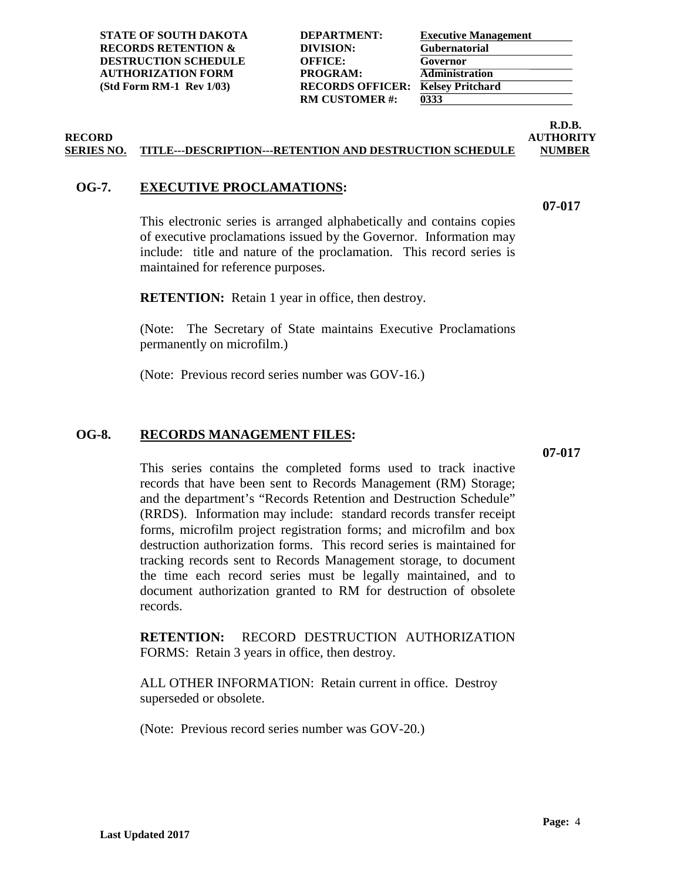**STATE OF SOUTH DAKOTA**
**RECORDS RETENTION &**
**DESTRUCTION SCHEDULE**
**AUTHORIZATION FORM**
**(Std Form RM-1 Rev 1/03)**

| | |
|---|---|
| **DEPARTMENT:** | **Executive Management** |
| **DIVISION:** | **Gubernatorial** |
| **OFFICE:** | **Governor** |
| **PROGRAM:** | **Administration** |
| **RECORDS OFFICER:** | **Kelsey Pritchard** |
| **RM CUSTOMER #:** | **0333** |

| RECORD SERIES NO. | TITLE---DESCRIPTION---RETENTION AND DESTRUCTION SCHEDULE | R.D.B. AUTHORITY NUMBER |
|---|---|---|

## OG-7. EXECUTIVE PROCLAMATIONS:

**07-017**

This electronic series is arranged alphabetically and contains copies of executive proclamations issued by the Governor. Information may include: title and nature of the proclamation. This record series is maintained for reference purposes.

**RETENTION:** Retain 1 year in office, then destroy.

(Note: The Secretary of State maintains Executive Proclamations permanently on microfilm.)

(Note: Previous record series number was GOV-16.)

## OG-8. RECORDS MANAGEMENT FILES:

**07-017**

This series contains the completed forms used to track inactive records that have been sent to Records Management (RM) Storage; and the department's "Records Retention and Destruction Schedule" (RRDS). Information may include: standard records transfer receipt forms, microfilm project registration forms; and microfilm and box destruction authorization forms. This record series is maintained for tracking records sent to Records Management storage, to document the time each record series must be legally maintained, and to document authorization granted to RM for destruction of obsolete records.

**RETENTION:** RECORD DESTRUCTION AUTHORIZATION FORMS: Retain 3 years in office, then destroy.

ALL OTHER INFORMATION: Retain current in office. Destroy superseded or obsolete.

(Note: Previous record series number was GOV-20.)

**Last Updated 2017**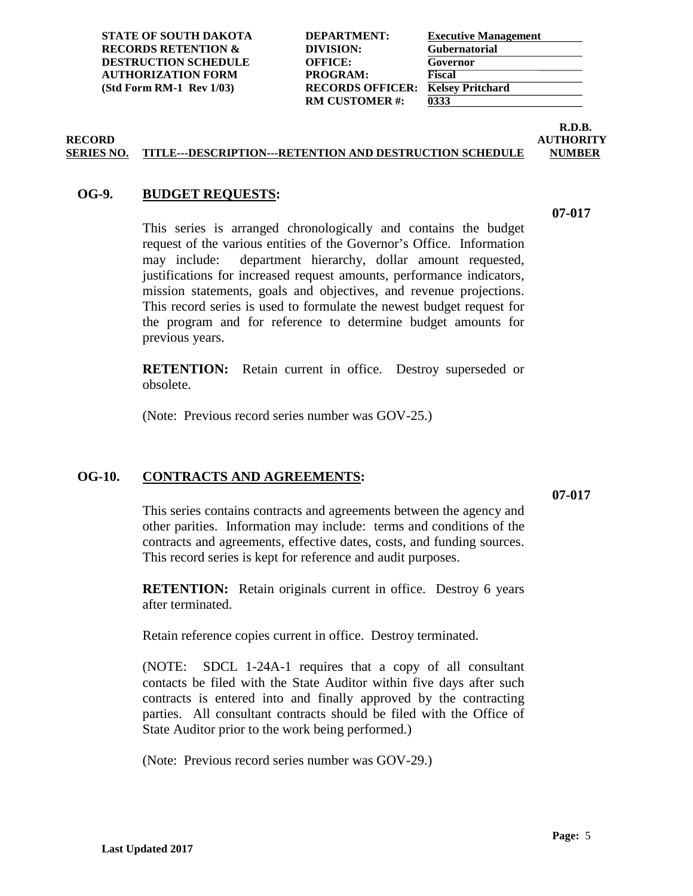| STATE OF SOUTH DAKOTA RECORDS RETENTION & DESTRUCTION SCHEDULE AUTHORIZATION FORM (Std Form RM-1 Rev 1/03) | | |
|---|---|---|
| | DEPARTMENT: | Executive Management |
| | DIVISION: | Gubernatorial |
| | OFFICE: | Governor |
| | PROGRAM: | Fiscal |
| | RECORDS OFFICER: | Kelsey Pritchard |
| | RM CUSTOMER #: | 0333 |

| RECORD SERIES NO. | TITLE---DESCRIPTION---RETENTION AND DESTRUCTION SCHEDULE | R.D.B. AUTHORITY NUMBER |
|---|---|---|

## OG-9. BUDGET REQUESTS:

**07-017**

This series is arranged chronologically and contains the budget request of the various entities of the Governor's Office. Information may include: department hierarchy, dollar amount requested, justifications for increased request amounts, performance indicators, mission statements, goals and objectives, and revenue projections. This record series is used to formulate the newest budget request for the program and for reference to determine budget amounts for previous years.

**RETENTION:** Retain current in office. Destroy superseded or obsolete.

(Note: Previous record series number was GOV-25.)

## OG-10. CONTRACTS AND AGREEMENTS:

**07-017**

This series contains contracts and agreements between the agency and other parities. Information may include: terms and conditions of the contracts and agreements, effective dates, costs, and funding sources. This record series is kept for reference and audit purposes.

**RETENTION:** Retain originals current in office. Destroy 6 years after terminated.

Retain reference copies current in office. Destroy terminated.

(NOTE: SDCL 1-24A-1 requires that a copy of all consultant contacts be filed with the State Auditor within five days after such contracts is entered into and finally approved by the contracting parties. All consultant contracts should be filed with the Office of State Auditor prior to the work being performed.)

(Note: Previous record series number was GOV-29.)

**Last Updated 2017**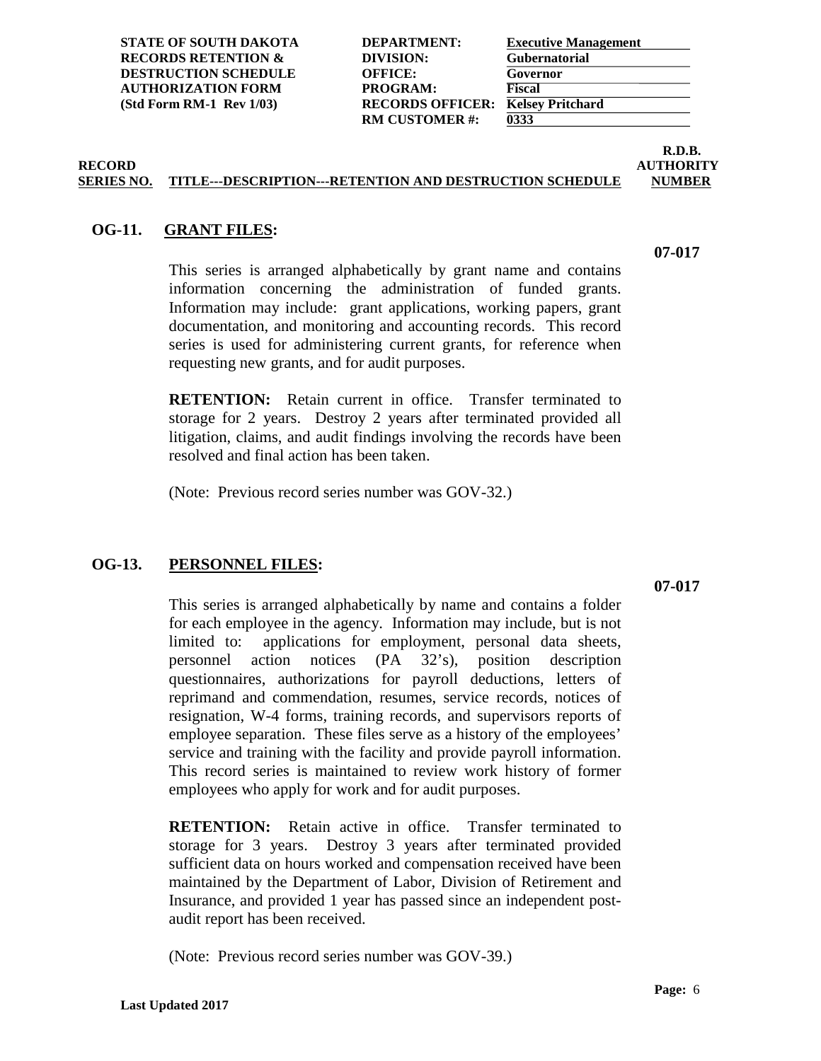| | | |
|---|---|---|
| **STATE OF SOUTH DAKOTA** | **DEPARTMENT:** | **Executive Management** |
| **RECORDS RETENTION &** | **DIVISION:** | **Gubernatorial** |
| **DESTRUCTION SCHEDULE** | **OFFICE:** | **Governor** |
| **AUTHORIZATION FORM** | **PROGRAM:** | **Fiscal** |
| **(Std Form RM-1 Rev 1/03)** | **RECORDS OFFICER:** | **Kelsey Pritchard** |
| | **RM CUSTOMER #:** | **0333** |

**RECORD SERIES NO.** | **TITLE---DESCRIPTION---RETENTION AND DESTRUCTION SCHEDULE** | **R.D.B. AUTHORITY NUMBER**

## OG-11. GRANT FILES:

**07-017**

This series is arranged alphabetically by grant name and contains information concerning the administration of funded grants. Information may include: grant applications, working papers, grant documentation, and monitoring and accounting records. This record series is used for administering current grants, for reference when requesting new grants, and for audit purposes.

**RETENTION:** Retain current in office. Transfer terminated to storage for 2 years. Destroy 2 years after terminated provided all litigation, claims, and audit findings involving the records have been resolved and final action has been taken.

(Note: Previous record series number was GOV-32.)

## OG-13. PERSONNEL FILES:

**07-017**

This series is arranged alphabetically by name and contains a folder for each employee in the agency. Information may include, but is not limited to: applications for employment, personal data sheets, personnel action notices (PA 32's), position description questionnaires, authorizations for payroll deductions, letters of reprimand and commendation, resumes, service records, notices of resignation, W-4 forms, training records, and supervisors reports of employee separation. These files serve as a history of the employees' service and training with the facility and provide payroll information. This record series is maintained to review work history of former employees who apply for work and for audit purposes.

**RETENTION:** Retain active in office. Transfer terminated to storage for 3 years. Destroy 3 years after terminated provided sufficient data on hours worked and compensation received have been maintained by the Department of Labor, Division of Retirement and Insurance, and provided 1 year has passed since an independent post-audit report has been received.

(Note: Previous record series number was GOV-39.)

**Last Updated 2017**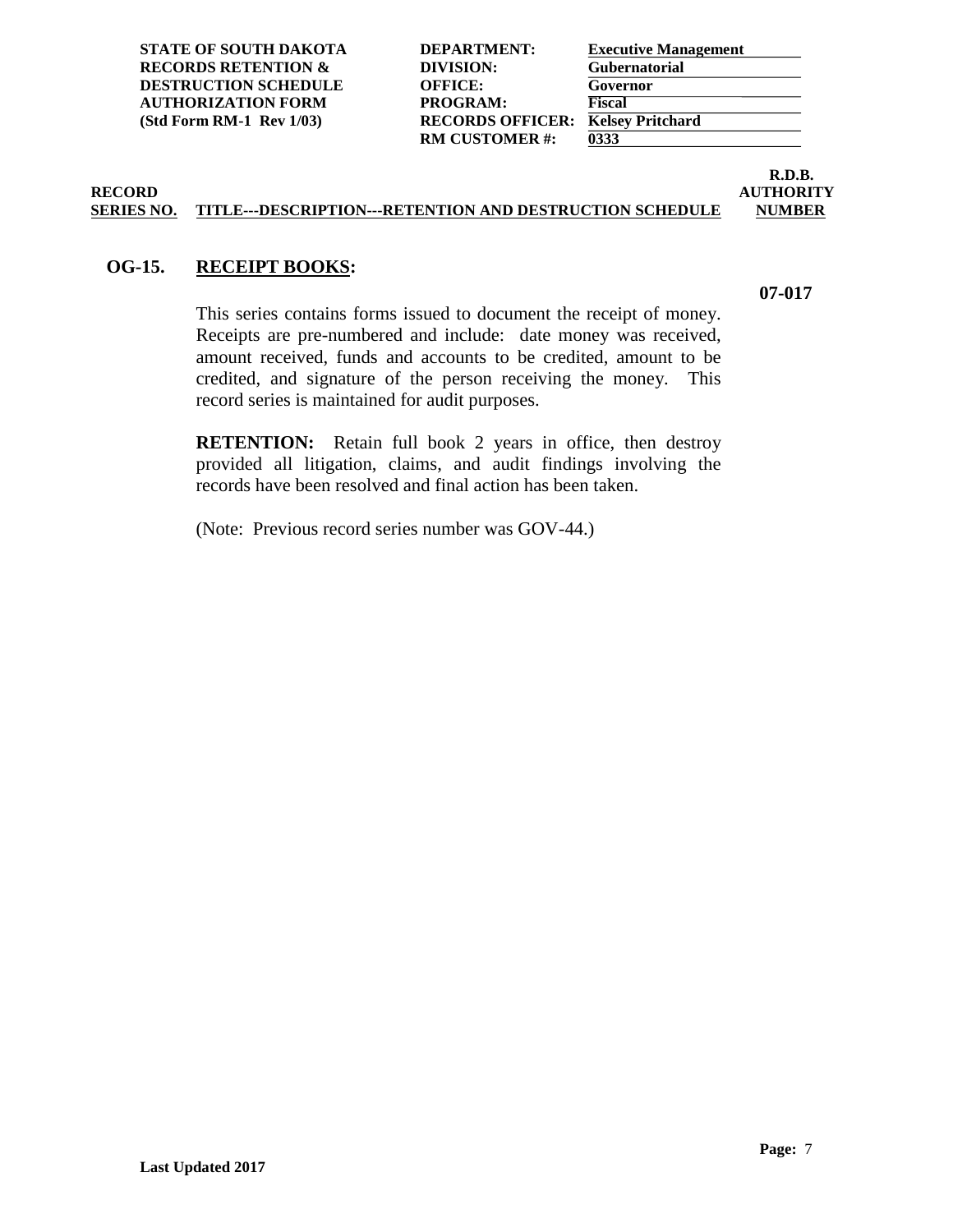| STATE OF SOUTH DAKOTA RECORDS RETENTION & DESTRUCTION SCHEDULE AUTHORIZATION FORM (Std Form RM-1 Rev 1/03) | | |
|---|---|---|
| | **DEPARTMENT:** | **Executive Management** |
| | **DIVISION:** | **Gubernatorial** |
| | **OFFICE:** | **Governor** |
| | **PROGRAM:** | **Fiscal** |
| | **RECORDS OFFICER:** | **Kelsey Pritchard** |
| | **RM CUSTOMER #:** | **0333** |

| RECORD SERIES NO. | TITLE---DESCRIPTION---RETENTION AND DESTRUCTION SCHEDULE | R.D.B. AUTHORITY NUMBER |
|---|---|---|

**OG-15. RECEIPT BOOKS:** **07-017**

This series contains forms issued to document the receipt of money. Receipts are pre-numbered and include: date money was received, amount received, funds and accounts to be credited, amount to be credited, and signature of the person receiving the money. This record series is maintained for audit purposes.

**RETENTION:** Retain full book 2 years in office, then destroy provided all litigation, claims, and audit findings involving the records have been resolved and final action has been taken.

(Note: Previous record series number was GOV-44.)

**Last Updated 2017**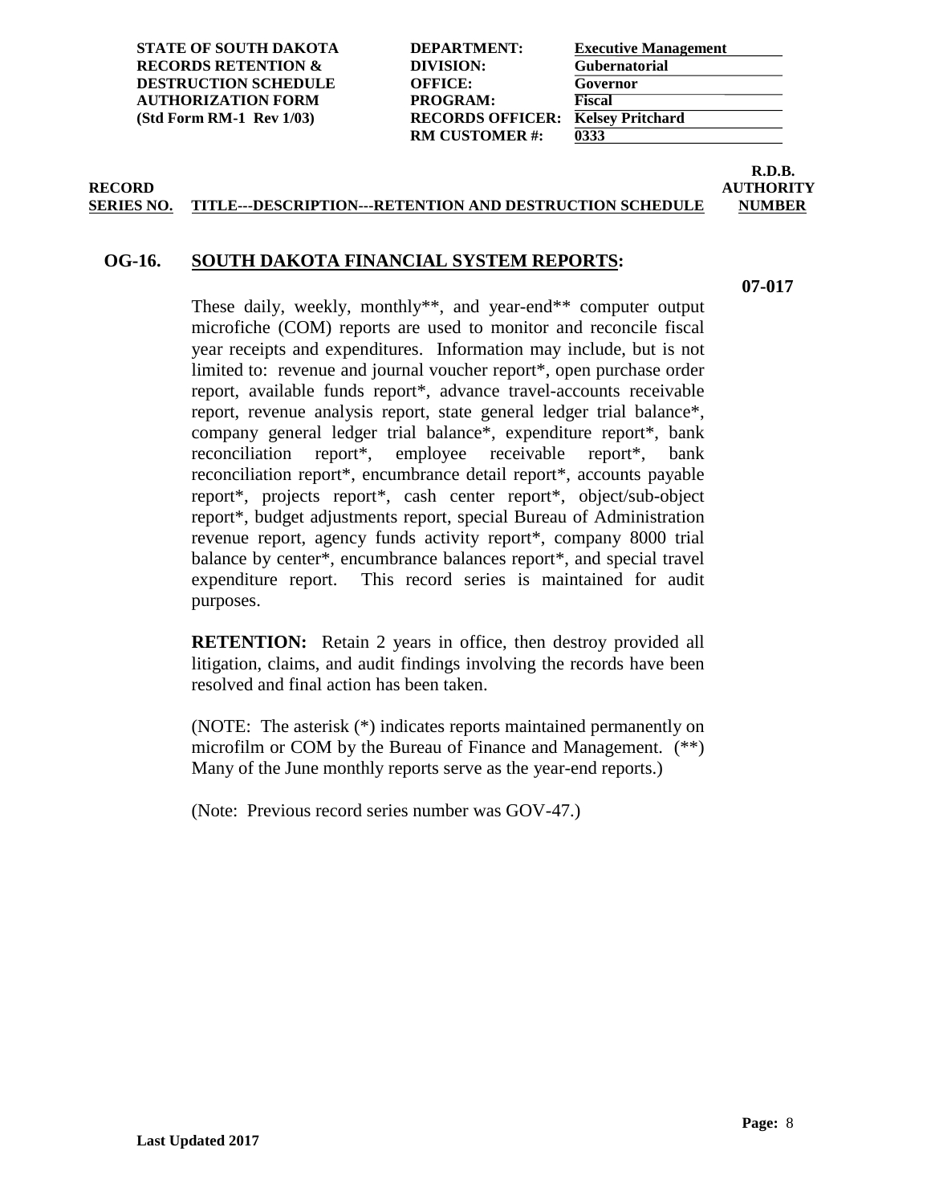| STATE OF SOUTH DAKOTA RECORDS RETENTION & DESTRUCTION SCHEDULE AUTHORIZATION FORM (Std Form RM-1 Rev 1/03) | | |
|---|---|---|
| | DEPARTMENT: | Executive Management |
| | DIVISION: | Gubernatorial |
| | OFFICE: | Governor |
| | PROGRAM: | Fiscal |
| | RECORDS OFFICER: | Kelsey Pritchard |
| | RM CUSTOMER #: | 0333 |

| RECORD SERIES NO. | TITLE---DESCRIPTION---RETENTION AND DESTRUCTION SCHEDULE | R.D.B. AUTHORITY NUMBER |
|---|---|---|

**OG-16. SOUTH DAKOTA FINANCIAL SYSTEM REPORTS:**

**07-017**

These daily, weekly, monthly**, and year-end** computer output microfiche (COM) reports are used to monitor and reconcile fiscal year receipts and expenditures. Information may include, but is not limited to: revenue and journal voucher report*, open purchase order report, available funds report*, advance travel-accounts receivable report, revenue analysis report, state general ledger trial balance*, company general ledger trial balance*, expenditure report*, bank reconciliation report*, employee receivable report*, bank reconciliation report*, encumbrance detail report*, accounts payable report*, projects report*, cash center report*, object/sub-object report*, budget adjustments report, special Bureau of Administration revenue report, agency funds activity report*, company 8000 trial balance by center*, encumbrance balances report*, and special travel expenditure report. This record series is maintained for audit purposes.

**RETENTION:** Retain 2 years in office, then destroy provided all litigation, claims, and audit findings involving the records have been resolved and final action has been taken.

(NOTE: The asterisk (*) indicates reports maintained permanently on microfilm or COM by the Bureau of Finance and Management. (**) Many of the June monthly reports serve as the year-end reports.)

(Note: Previous record series number was GOV-47.)

**Last Updated 2017**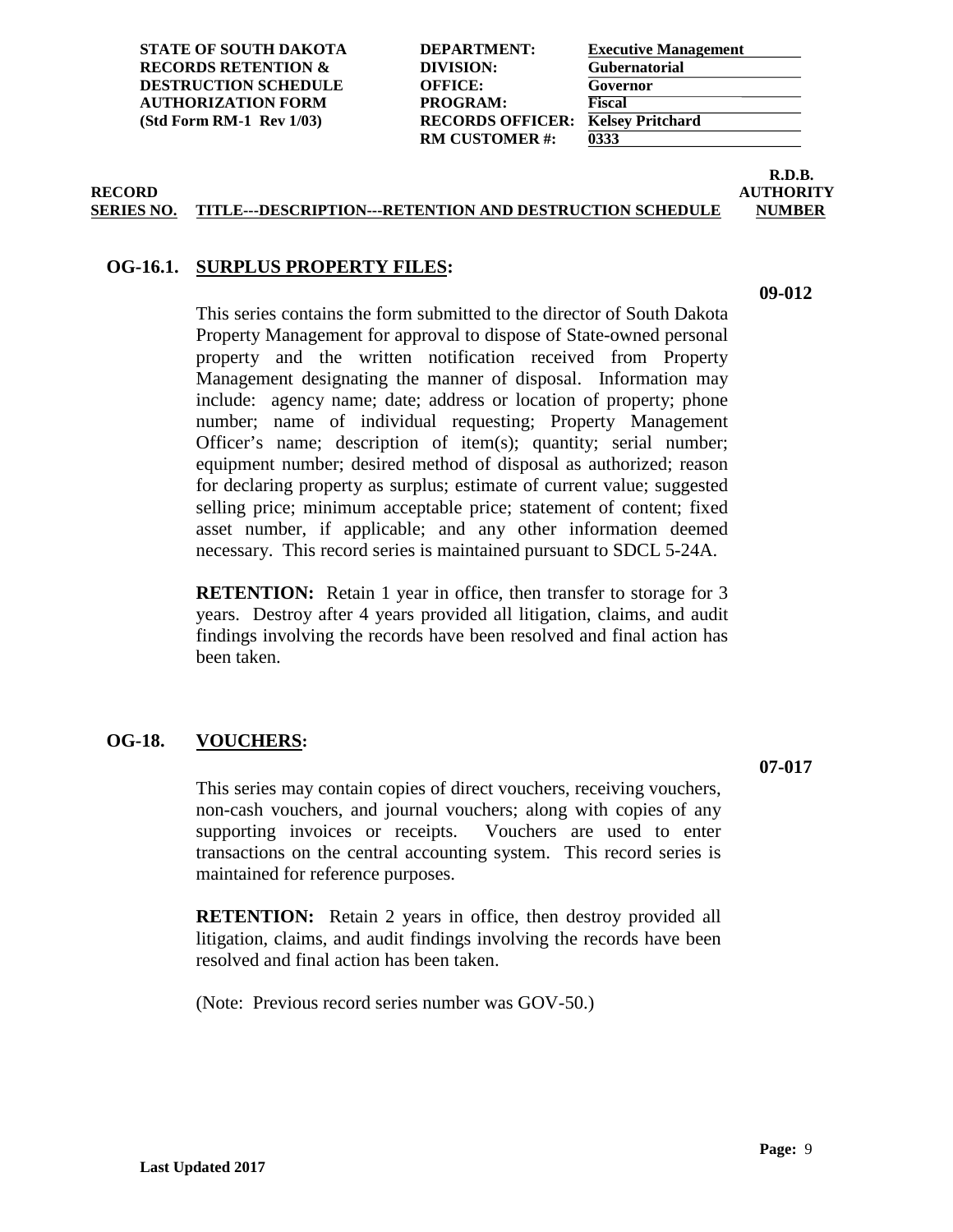| | | | |
|---|---|---|---|
| **STATE OF SOUTH DAKOTA** | | **DEPARTMENT:** | **Executive Management** |
| **RECORDS RETENTION &** | | **DIVISION:** | **Gubernatorial** |
| **DESTRUCTION SCHEDULE** | | **OFFICE:** | **Governor** |
| **AUTHORIZATION FORM** | | **PROGRAM:** | **Fiscal** |
| **(Std Form RM-1 Rev 1/03)** | | **RECORDS OFFICER:** | **Kelsey Pritchard** |
| | | **RM CUSTOMER #:** | **0333** |

| **RECORD SERIES NO.** | **TITLE---DESCRIPTION---RETENTION AND DESTRUCTION SCHEDULE** | **R.D.B. AUTHORITY NUMBER** |
|---|---|---|

## OG-16.1. SURPLUS PROPERTY FILES:

**09-012**

This series contains the form submitted to the director of South Dakota Property Management for approval to dispose of State-owned personal property and the written notification received from Property Management designating the manner of disposal. Information may include: agency name; date; address or location of property; phone number; name of individual requesting; Property Management Officer's name; description of item(s); quantity; serial number; equipment number; desired method of disposal as authorized; reason for declaring property as surplus; estimate of current value; suggested selling price; minimum acceptable price; statement of content; fixed asset number, if applicable; and any other information deemed necessary. This record series is maintained pursuant to SDCL 5-24A.

**RETENTION:** Retain 1 year in office, then transfer to storage for 3 years. Destroy after 4 years provided all litigation, claims, and audit findings involving the records have been resolved and final action has been taken.

## OG-18. VOUCHERS:

**07-017**

This series may contain copies of direct vouchers, receiving vouchers, non-cash vouchers, and journal vouchers; along with copies of any supporting invoices or receipts. Vouchers are used to enter transactions on the central accounting system. This record series is maintained for reference purposes.

**RETENTION:** Retain 2 years in office, then destroy provided all litigation, claims, and audit findings involving the records have been resolved and final action has been taken.

(Note: Previous record series number was GOV-50.)

**Last Updated 2017**